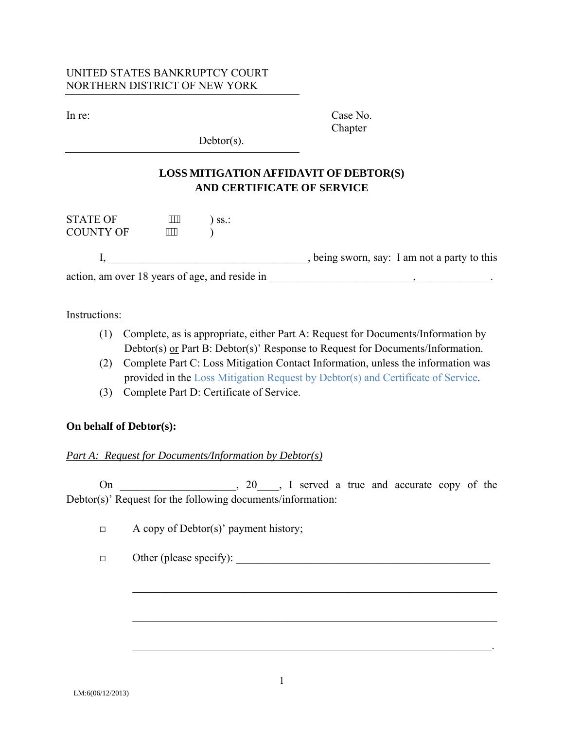UNITED STATES BANKRUPTCY COURT
NORTHERN DISTRICT OF NEW YORK

In re:

Debtor(s).

Case No.
Chapter

**LOSS MITIGATION AFFIDAVIT OF DEBTOR(S) AND CERTIFICATE OF SERVICE**

STATE OF ) ss.:
COUNTY OF )

I, ___________________________________, being sworn, say: I am not a party to this action, am over 18 years of age, and reside in _________________________, _____________.

Instructions:

(1) Complete, as is appropriate, either Part A: Request for Documents/Information by Debtor(s) or Part B: Debtor(s)' Response to Request for Documents/Information.

(2) Complete Part C: Loss Mitigation Contact Information, unless the information was provided in the Loss Mitigation Request by Debtor(s) and Certificate of Service.

(3) Complete Part D: Certificate of Service.

**On behalf of Debtor(s):**

*Part A: Request for Documents/Information by Debtor(s)*

On ____________________, 20____, I served a true and accurate copy of the Debtor(s)' Request for the following documents/information:

- ◻ A copy of Debtor(s)' payment history;
- ◻ Other (please specify): _______________________________________________

_________________________________________________________________

_________________________________________________________________

_________________________________________________________________.

LM:6(06/12/2013)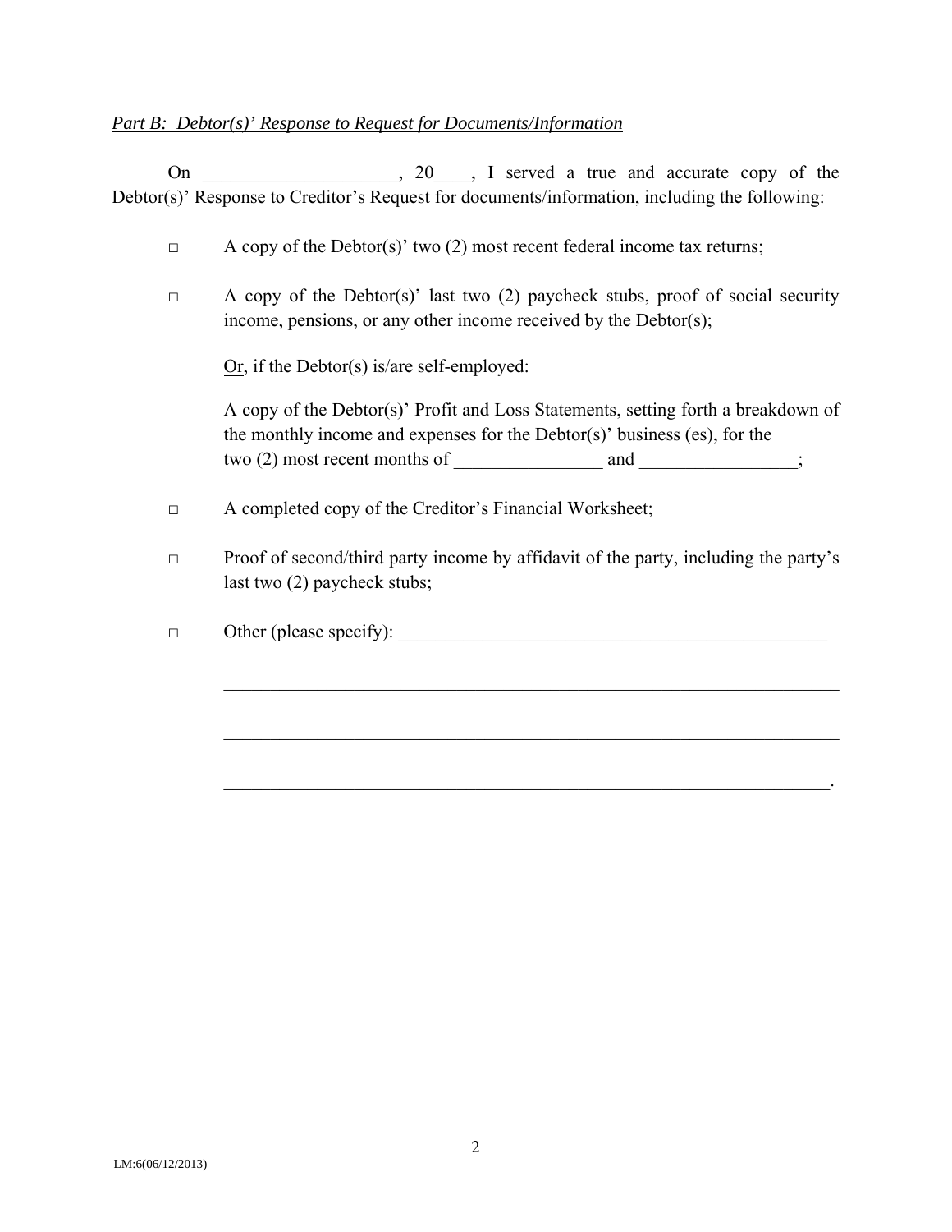*Part B: Debtor(s)' Response to Request for Documents/Information*

On _____________________, 20____, I served a true and accurate copy of the Debtor(s)' Response to Creditor's Request for documents/information, including the following:

□ A copy of the Debtor(s)' two (2) most recent federal income tax returns;

□ A copy of the Debtor(s)' last two (2) paycheck stubs, proof of social security income, pensions, or any other income received by the Debtor(s);

Or, if the Debtor(s) is/are self-employed:

A copy of the Debtor(s)' Profit and Loss Statements, setting forth a breakdown of the monthly income and expenses for the Debtor(s)' business (es), for the two (2) most recent months of ________________ and _________________;

□ A completed copy of the Creditor's Financial Worksheet;

□ Proof of second/third party income by affidavit of the party, including the party's last two (2) paycheck stubs;

□ Other (please specify): _________________________________________________

_____________________________________________________________________

_____________________________________________________________________

_____________________________________________________________________.

LM:6(06/12/2013)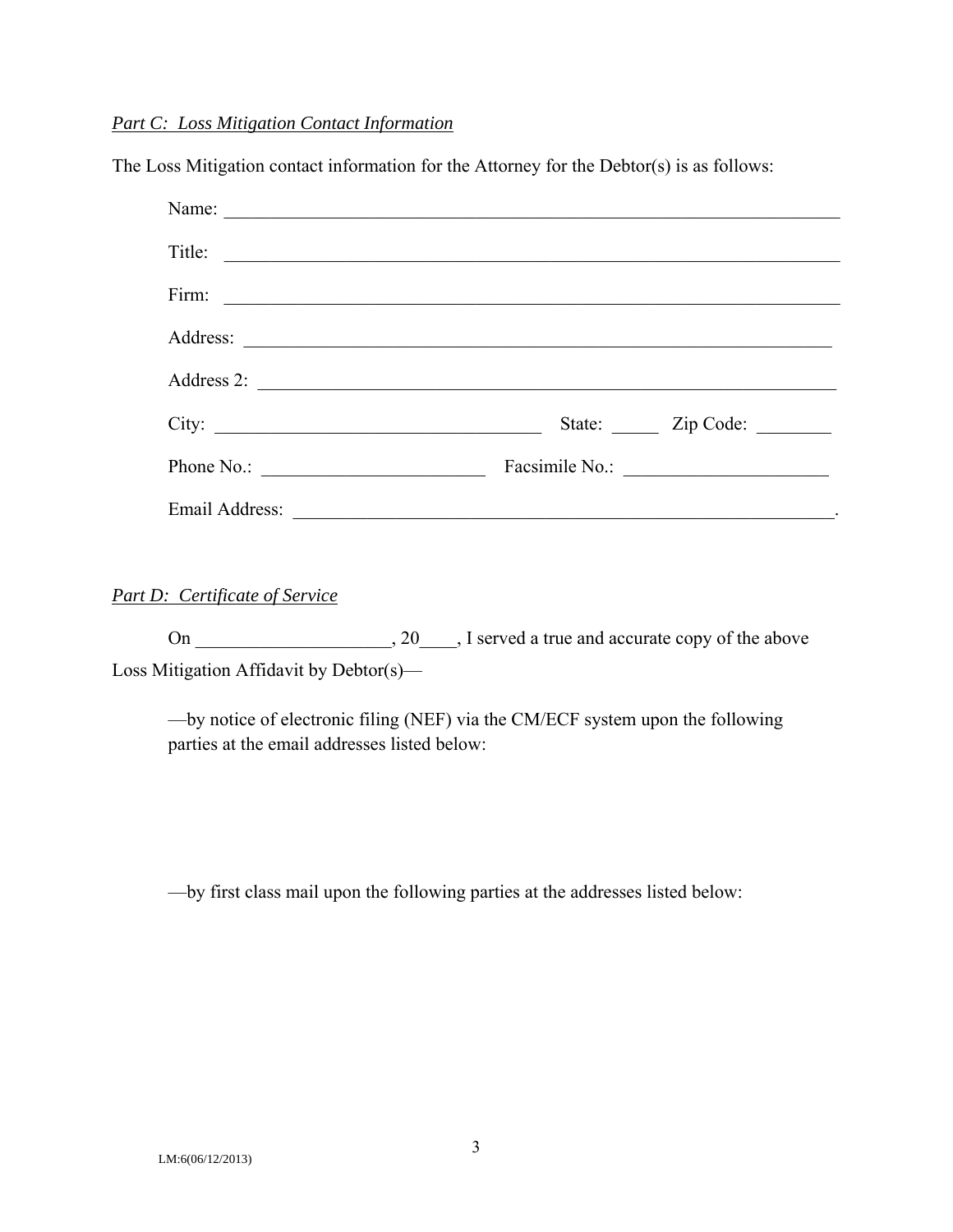*Part C: Loss Mitigation Contact Information*

The Loss Mitigation contact information for the Attorney for the Debtor(s) is as follows:

Name: ______________________________________________________________________

Title: ______________________________________________________________________

Firm: ______________________________________________________________________

Address: ___________________________________________________________________

Address 2: _________________________________________________________________

City: ___________________________________ State: _____ Zip Code: ________

Phone No.: ________________________ Facsimile No.: ______________________

Email Address: _____________________________________________________________.

*Part D: Certificate of Service*

On _____________________, 20____, I served a true and accurate copy of the above Loss Mitigation Affidavit by Debtor(s)—

—by notice of electronic filing (NEF) via the CM/ECF system upon the following parties at the email addresses listed below:

—by first class mail upon the following parties at the addresses listed below:

LM:6(06/12/2013)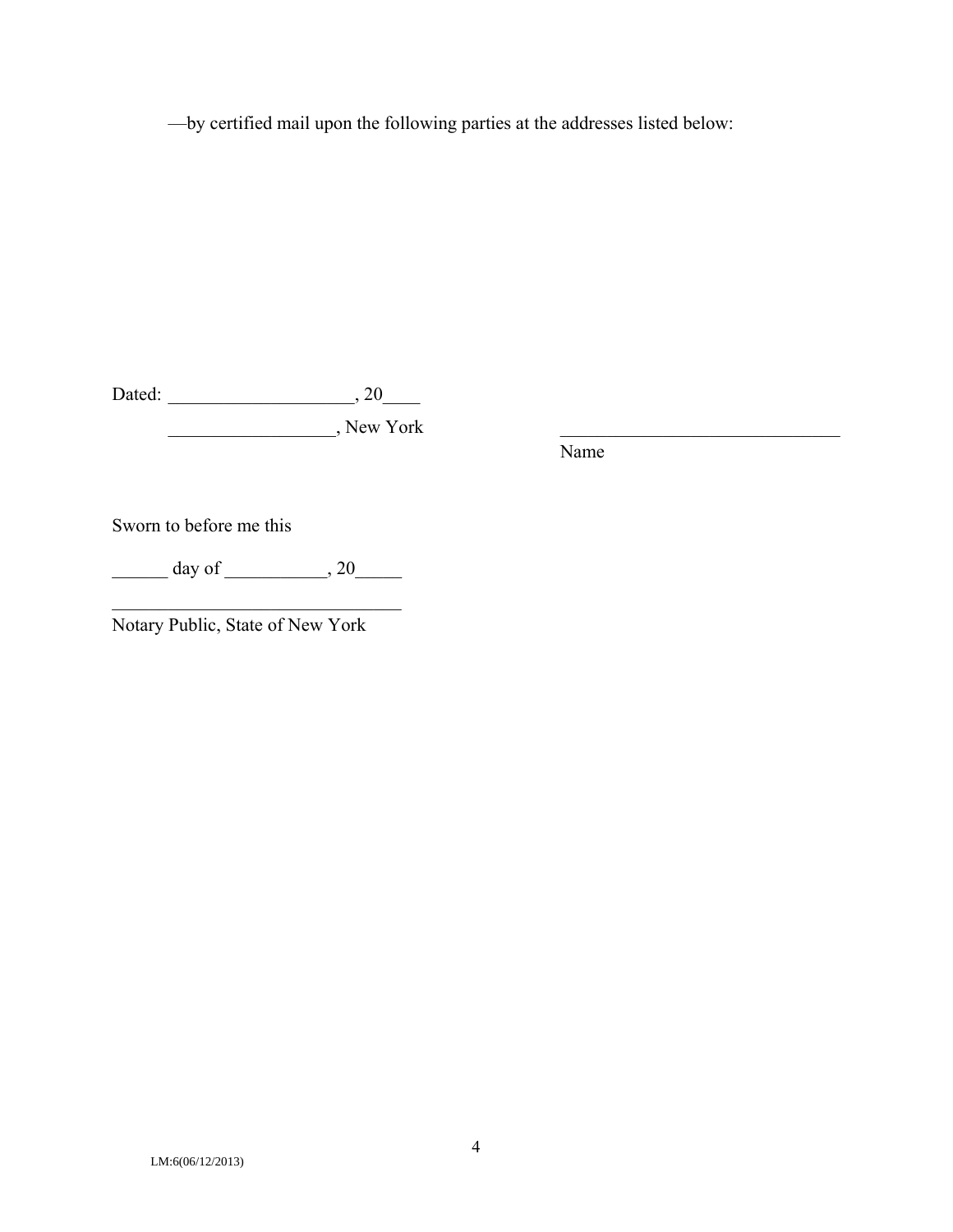—by certified mail upon the following parties at the addresses listed below:

Dated: ____________________, 20____

__________________, New York

_______________________________
Name

Sworn to before me this

______ day of ___________, 20_____

_______________________________
Notary Public, State of New York

LM:6(06/12/2013)